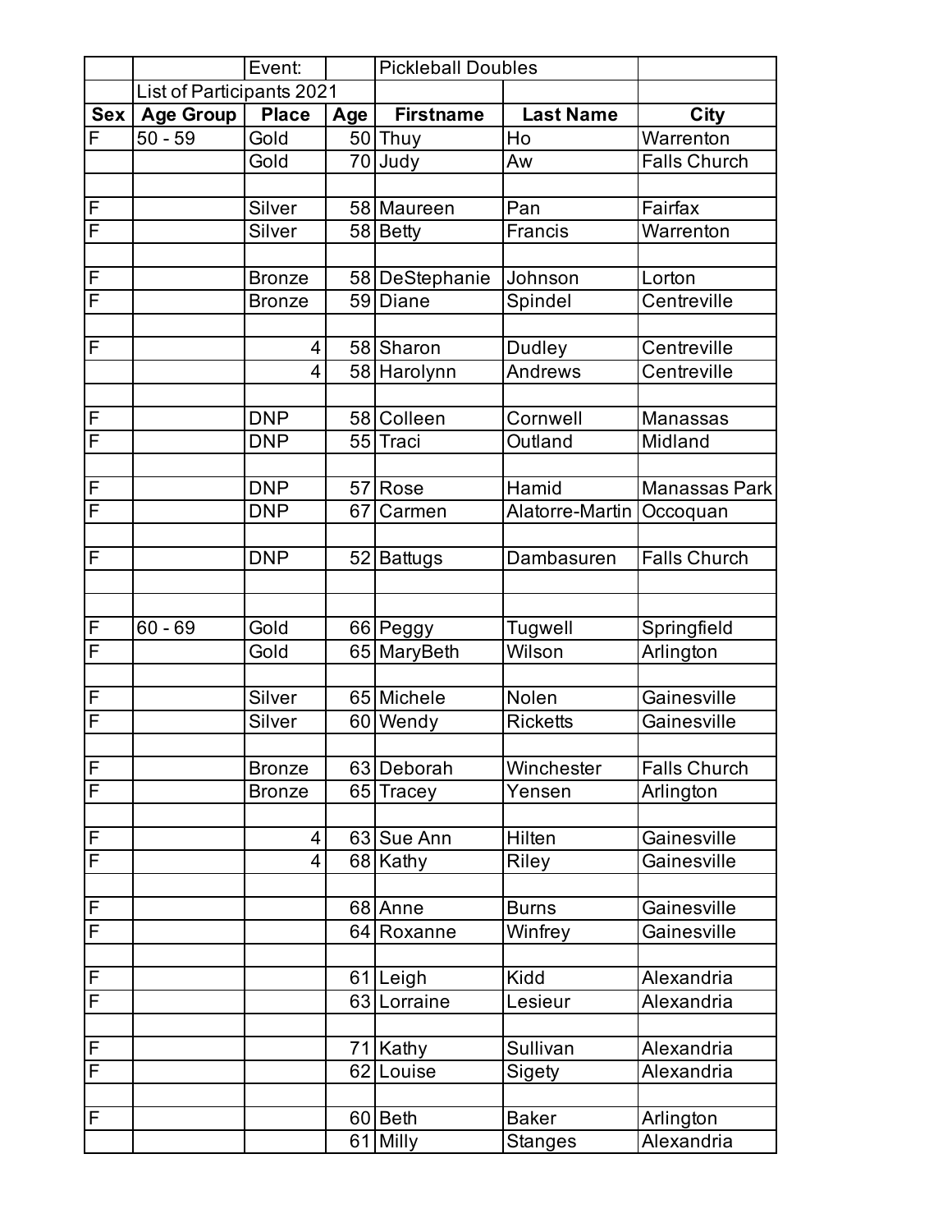| | | Event: | | Pickleball Doubles | | |
|---|---|---|---|---|---|---|
| | List of Participants 2021 | | | | | |
| **Sex** | **Age Group** | **Place** | **Age** | **Firstname** | **Last Name** | **City** |
| F | 50 - 59 | Gold | 50 | Thuy | Ho | Warrenton |
| | | Gold | 70 | Judy | Aw | Falls Church |
| | | | | | | |
| F | | Silver | 58 | Maureen | Pan | Fairfax |
| F | | Silver | 58 | Betty | Francis | Warrenton |
| | | | | | | |
| F | | Bronze | 58 | DeStephanie | Johnson | Lorton |
| F | | Bronze | 59 | Diane | Spindel | Centreville |
| | | | | | | |
| F | | 4 | 58 | Sharon | Dudley | Centreville |
| | | 4 | 58 | Harolynn | Andrews | Centreville |
| | | | | | | |
| F | | DNP | 58 | Colleen | Cornwell | Manassas |
| F | | DNP | 55 | Traci | Outland | Midland |
| | | | | | | |
| F | | DNP | 57 | Rose | Hamid | Manassas Park |
| F | | DNP | 67 | Carmen | Alatorre-Martin | Occoquan |
| | | | | | | |
| F | | DNP | 52 | Battugs | Dambasuren | Falls Church |
| | | | | | | |
| | | | | | | |
| F | 60 - 69 | Gold | 66 | Peggy | Tugwell | Springfield |
| F | | Gold | 65 | MaryBeth | Wilson | Arlington |
| | | | | | | |
| F | | Silver | 65 | Michele | Nolen | Gainesville |
| F | | Silver | 60 | Wendy | Ricketts | Gainesville |
| | | | | | | |
| F | | Bronze | 63 | Deborah | Winchester | Falls Church |
| F | | Bronze | 65 | Tracey | Yensen | Arlington |
| | | | | | | |
| F | | 4 | 63 | Sue Ann | Hilten | Gainesville |
| F | | 4 | 68 | Kathy | Riley | Gainesville |
| | | | | | | |
| F | | | 68 | Anne | Burns | Gainesville |
| F | | | 64 | Roxanne | Winfrey | Gainesville |
| | | | | | | |
| F | | | 61 | Leigh | Kidd | Alexandria |
| F | | | 63 | Lorraine | Lesieur | Alexandria |
| | | | | | | |
| F | | | 71 | Kathy | Sullivan | Alexandria |
| F | | | 62 | Louise | Sigety | Alexandria |
| | | | | | | |
| F | | | 60 | Beth | Baker | Arlington |
| | | | 61 | Milly | Stanges | Alexandria |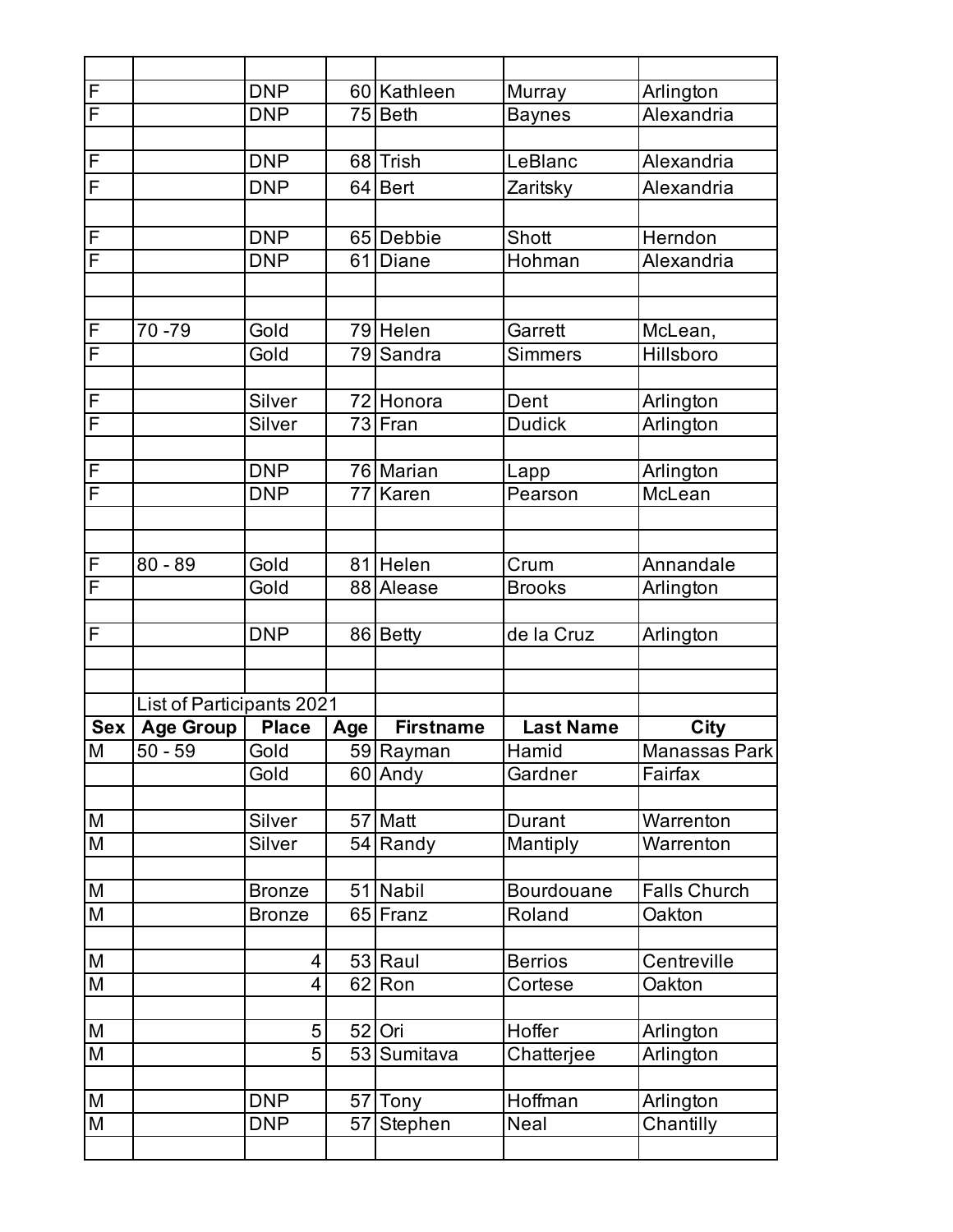| | | | | | | |
|---|---|---|---|---|---|---|
| F | | DNP | 60 | Kathleen | Murray | Arlington |
| F | | DNP | 75 | Beth | Baynes | Alexandria |
| | | | | | | |
| F | | DNP | 68 | Trish | LeBlanc | Alexandria |
| F | | DNP | 64 | Bert | Zaritsky | Alexandria |
| | | | | | | |
| F | | DNP | 65 | Debbie | Shott | Herndon |
| F | | DNP | 61 | Diane | Hohman | Alexandria |
| | | | | | | |
| | | | | | | |
| F | 70 -79 | Gold | 79 | Helen | Garrett | McLean, |
| F | | Gold | 79 | Sandra | Simmers | Hillsboro |
| | | | | | | |
| F | | Silver | 72 | Honora | Dent | Arlington |
| F | | Silver | 73 | Fran | Dudick | Arlington |
| | | | | | | |
| F | | DNP | 76 | Marian | Lapp | Arlington |
| F | | DNP | 77 | Karen | Pearson | McLean |
| | | | | | | |
| | | | | | | |
| F | 80 - 89 | Gold | 81 | Helen | Crum | Annandale |
| F | | Gold | 88 | Alease | Brooks | Arlington |
| | | | | | | |
| F | | DNP | 86 | Betty | de la Cruz | Arlington |

List of Participants 2021

| Sex | Age Group | Place | Age | Firstname | Last Name | City |
|---|---|---|---|---|---|---|
| M | 50 - 59 | Gold | 59 | Rayman | Hamid | Manassas Park |
| | | Gold | 60 | Andy | Gardner | Fairfax |
| | | | | | | |
| M | | Silver | 57 | Matt | Durant | Warrenton |
| M | | Silver | 54 | Randy | Mantiply | Warrenton |
| | | | | | | |
| M | | Bronze | 51 | Nabil | Bourdouane | Falls Church |
| M | | Bronze | 65 | Franz | Roland | Oakton |
| | | | | | | |
| M | | 4 | 53 | Raul | Berrios | Centreville |
| M | | 4 | 62 | Ron | Cortese | Oakton |
| | | | | | | |
| M | | 5 | 52 | Ori | Hoffer | Arlington |
| M | | 5 | 53 | Sumitava | Chatterjee | Arlington |
| | | | | | | |
| M | | DNP | 57 | Tony | Hoffman | Arlington |
| M | | DNP | 57 | Stephen | Neal | Chantilly |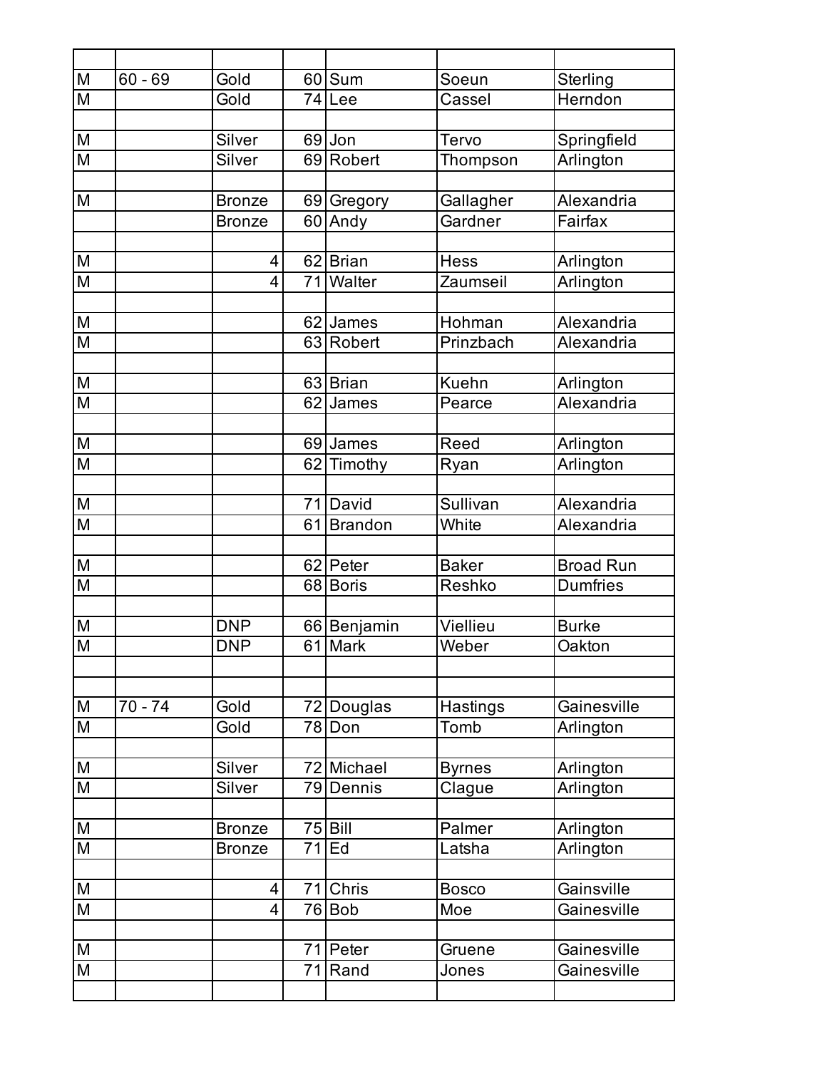| | | | | | | |
|---|---|---|---|---|---|---|
| M | 60 - 69 | Gold | 60 | Sum | Soeun | Sterling |
| M | | Gold | 74 | Lee | Cassel | Herndon |
| | | | | | | |
| M | | Silver | 69 | Jon | Tervo | Springfield |
| M | | Silver | 69 | Robert | Thompson | Arlington |
| | | | | | | |
| M | | Bronze | 69 | Gregory | Gallagher | Alexandria |
| | | Bronze | 60 | Andy | Gardner | Fairfax |
| | | | | | | |
| M | | 4 | 62 | Brian | Hess | Arlington |
| M | | 4 | 71 | Walter | Zaumseil | Arlington |
| | | | | | | |
| M | | | 62 | James | Hohman | Alexandria |
| M | | | 63 | Robert | Prinzbach | Alexandria |
| | | | | | | |
| M | | | 63 | Brian | Kuehn | Arlington |
| M | | | 62 | James | Pearce | Alexandria |
| | | | | | | |
| M | | | 69 | James | Reed | Arlington |
| M | | | 62 | Timothy | Ryan | Arlington |
| | | | | | | |
| M | | | 71 | David | Sullivan | Alexandria |
| M | | | 61 | Brandon | White | Alexandria |
| | | | | | | |
| M | | | 62 | Peter | Baker | Broad Run |
| M | | | 68 | Boris | Reshko | Dumfries |
| | | | | | | |
| M | | DNP | 66 | Benjamin | Viellieu | Burke |
| M | | DNP | 61 | Mark | Weber | Oakton |
| | | | | | | |
| | | | | | | |
| M | 70 - 74 | Gold | 72 | Douglas | Hastings | Gainesville |
| M | | Gold | 78 | Don | Tomb | Arlington |
| | | | | | | |
| M | | Silver | 72 | Michael | Byrnes | Arlington |
| M | | Silver | 79 | Dennis | Clague | Arlington |
| | | | | | | |
| M | | Bronze | 75 | Bill | Palmer | Arlington |
| M | | Bronze | 71 | Ed | Latsha | Arlington |
| | | | | | | |
| M | | 4 | 71 | Chris | Bosco | Gainsville |
| M | | 4 | 76 | Bob | Moe | Gainesville |
| | | | | | | |
| M | | | 71 | Peter | Gruene | Gainesville |
| M | | | 71 | Rand | Jones | Gainesville |
| | | | | | | |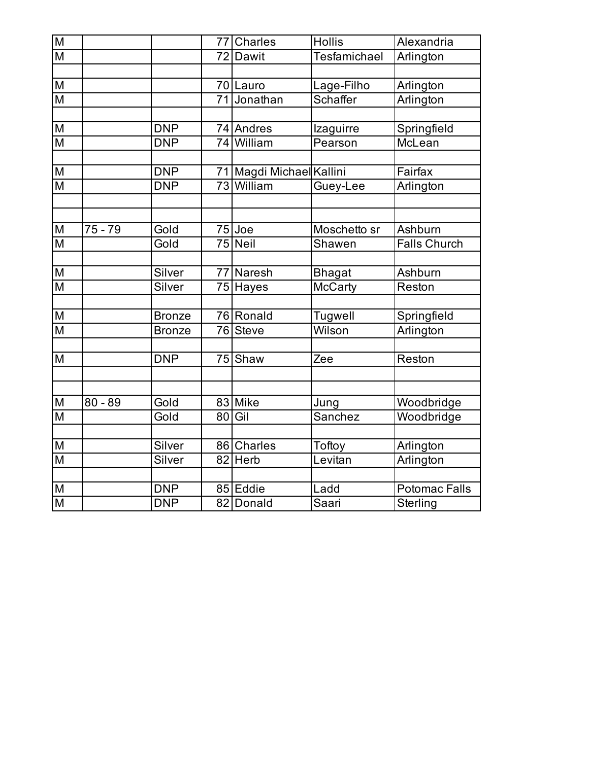| | | | | | | |
|---|---|---|---|---|---|---|
| M | | | 77 | Charles | Hollis | Alexandria |
| M | | | 72 | Dawit | Tesfamichael | Arlington |
| | | | | | | |
| M | | | 70 | Lauro | Lage-Filho | Arlington |
| M | | | 71 | Jonathan | Schaffer | Arlington |
| | | | | | | |
| M | | DNP | 74 | Andres | Izaguirre | Springfield |
| M | | DNP | 74 | William | Pearson | McLean |
| | | | | | | |
| M | | DNP | 71 | Magdi Michael | Kallini | Fairfax |
| M | | DNP | 73 | William | Guey-Lee | Arlington |
| | | | | | | |
| | | | | | | |
| M | 75 - 79 | Gold | 75 | Joe | Moschetto sr | Ashburn |
| M | | Gold | 75 | Neil | Shawen | Falls Church |
| | | | | | | |
| M | | Silver | 77 | Naresh | Bhagat | Ashburn |
| M | | Silver | 75 | Hayes | McCarty | Reston |
| | | | | | | |
| M | | Bronze | 76 | Ronald | Tugwell | Springfield |
| M | | Bronze | 76 | Steve | Wilson | Arlington |
| | | | | | | |
| M | | DNP | 75 | Shaw | Zee | Reston |
| | | | | | | |
| | | | | | | |
| M | 80 - 89 | Gold | 83 | Mike | Jung | Woodbridge |
| M | | Gold | 80 | Gil | Sanchez | Woodbridge |
| | | | | | | |
| M | | Silver | 86 | Charles | Toftoy | Arlington |
| M | | Silver | 82 | Herb | Levitan | Arlington |
| | | | | | | |
| M | | DNP | 85 | Eddie | Ladd | Potomac Falls |
| M | | DNP | 82 | Donald | Saari | Sterling |